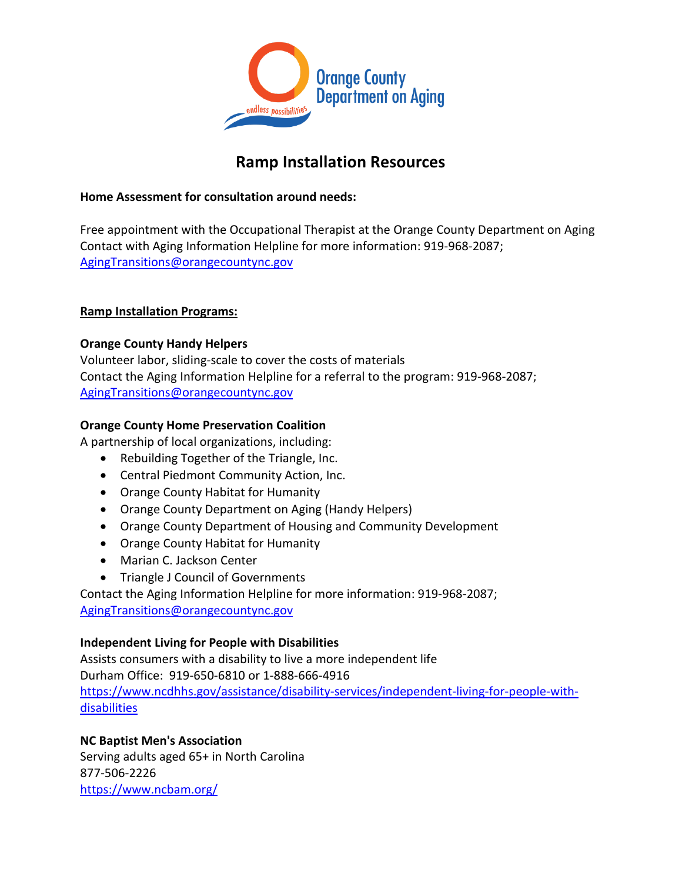Orange County Department on Aging

endless possibilities

# Ramp Installation Resources

**Home Assessment for consultation around needs:**

Free appointment with the Occupational Therapist at the Orange County Department on Aging
Contact with Aging Information Helpline for more information: 919-968-2087; AgingTransitions@orangecountync.gov

## Ramp Installation Programs:

**Orange County Handy Helpers**
Volunteer labor, sliding-scale to cover the costs of materials
Contact the Aging Information Helpline for a referral to the program: 919-968-2087; AgingTransitions@orangecountync.gov

**Orange County Home Preservation Coalition**
A partnership of local organizations, including:

- Rebuilding Together of the Triangle, Inc.
- Central Piedmont Community Action, Inc.
- Orange County Habitat for Humanity
- Orange County Department on Aging (Handy Helpers)
- Orange County Department of Housing and Community Development
- Orange County Habitat for Humanity
- Marian C. Jackson Center
- Triangle J Council of Governments

Contact the Aging Information Helpline for more information: 919-968-2087; AgingTransitions@orangecountync.gov

**Independent Living for People with Disabilities**
Assists consumers with a disability to live a more independent life
Durham Office: 919-650-6810 or 1-888-666-4916
https://www.ncdhhs.gov/assistance/disability-services/independent-living-for-people-with-disabilities

**NC Baptist Men's Association**
Serving adults aged 65+ in North Carolina
877-506-2226
https://www.ncbam.org/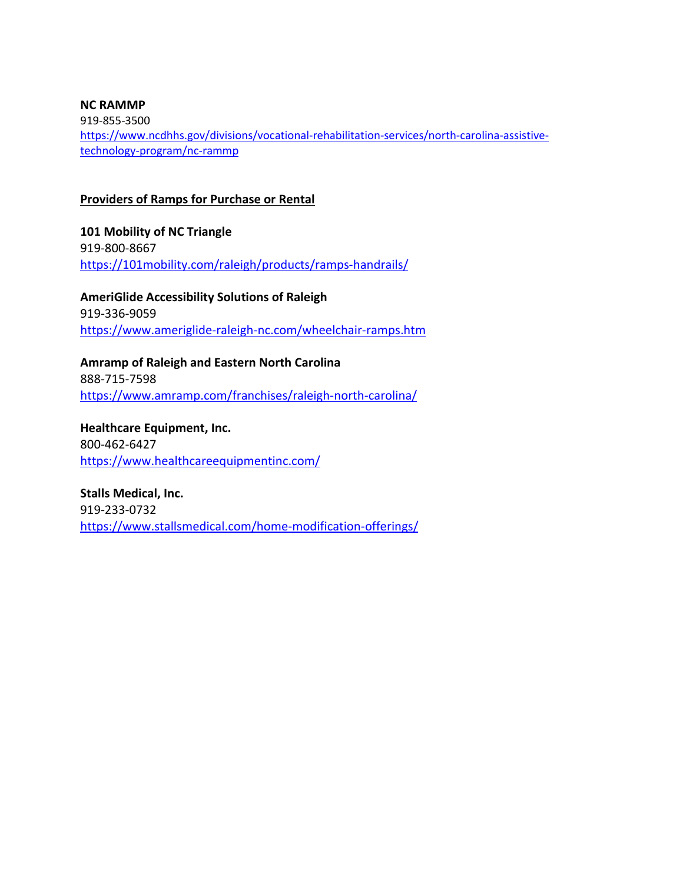**NC RAMMP**
919-855-3500
https://www.ncdhhs.gov/divisions/vocational-rehabilitation-services/north-carolina-assistive-technology-program/nc-rammp

## Providers of Ramps for Purchase or Rental

**101 Mobility of NC Triangle**
919-800-8667
https://101mobility.com/raleigh/products/ramps-handrails/

**AmeriGlide Accessibility Solutions of Raleigh**
919-336-9059
https://www.ameriglide-raleigh-nc.com/wheelchair-ramps.htm

**Amramp of Raleigh and Eastern North Carolina**
888-715-7598
https://www.amramp.com/franchises/raleigh-north-carolina/

**Healthcare Equipment, Inc.**
800-462-6427
https://www.healthcareequipmentinc.com/

**Stalls Medical, Inc.**
919-233-0732
https://www.stallsmedical.com/home-modification-offerings/